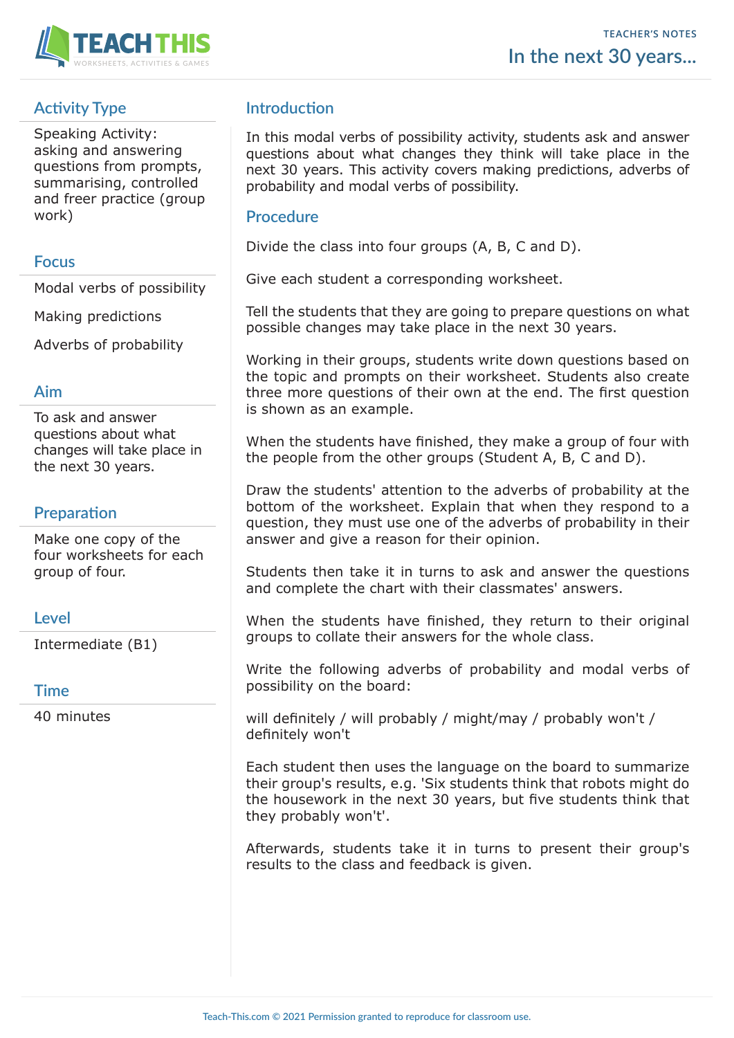TEACHER'S NOTES

# In the next 30 years...

## Activity Type

Speaking Activity: asking and answering questions from prompts, summarising, controlled and freer practice (group work)

## Focus

Modal verbs of possibility

Making predictions

Adverbs of probability

## Aim

To ask and answer questions about what changes will take place in the next 30 years.

## Preparation

Make one copy of the four worksheets for each group of four.

## Level

Intermediate (B1)

## Time

40 minutes

## Introduction

In this modal verbs of possibility activity, students ask and answer questions about what changes they think will take place in the next 30 years. This activity covers making predictions, adverbs of probability and modal verbs of possibility.

## Procedure

Divide the class into four groups (A, B, C and D).

Give each student a corresponding worksheet.

Tell the students that they are going to prepare questions on what possible changes may take place in the next 30 years.

Working in their groups, students write down questions based on the topic and prompts on their worksheet. Students also create three more questions of their own at the end. The first question is shown as an example.

When the students have finished, they make a group of four with the people from the other groups (Student A, B, C and D).

Draw the students' attention to the adverbs of probability at the bottom of the worksheet. Explain that when they respond to a question, they must use one of the adverbs of probability in their answer and give a reason for their opinion.

Students then take it in turns to ask and answer the questions and complete the chart with their classmates' answers.

When the students have finished, they return to their original groups to collate their answers for the whole class.

Write the following adverbs of probability and modal verbs of possibility on the board:

will definitely / will probably / might/may / probably won't / definitely won't

Each student then uses the language on the board to summarize their group's results, e.g. 'Six students think that robots might do the housework in the next 30 years, but five students think that they probably won't'.

Afterwards, students take it in turns to present their group's results to the class and feedback is given.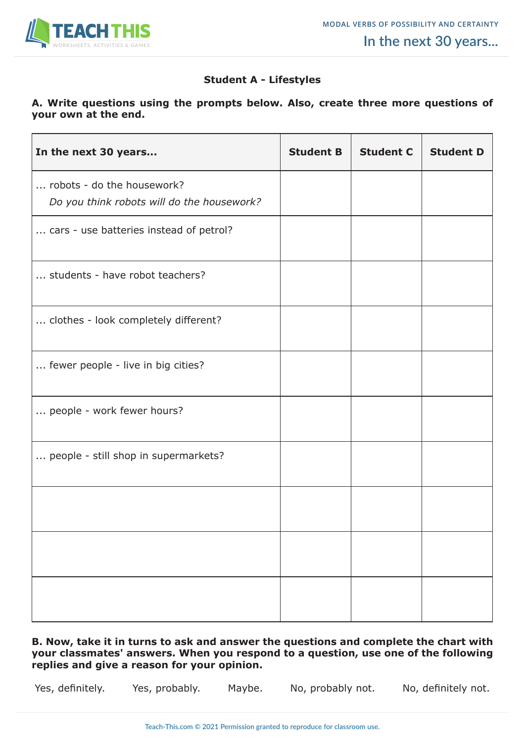## Student A - Lifestyles

**A. Write questions using the prompts below. Also, create three more questions of your own at the end.**

| In the next 30 years... | Student B | Student C | Student D |
|---|---|---|---|
| ... robots - do the housework? *Do you think robots will do the housework?* | | | |
| ... cars - use batteries instead of petrol? | | | |
| ... students - have robot teachers? | | | |
| ... clothes - look completely different? | | | |
| ... fewer people - live in big cities? | | | |
| ... people - work fewer hours? | | | |
| ... people - still shop in supermarkets? | | | |
| | | | |
| | | | |
| | | | |

**B. Now, take it in turns to ask and answer the questions and complete the chart with your classmates' answers. When you respond to a question, use one of the following replies and give a reason for your opinion.**

Yes, definitely. Yes, probably. Maybe. No, probably not. No, definitely not.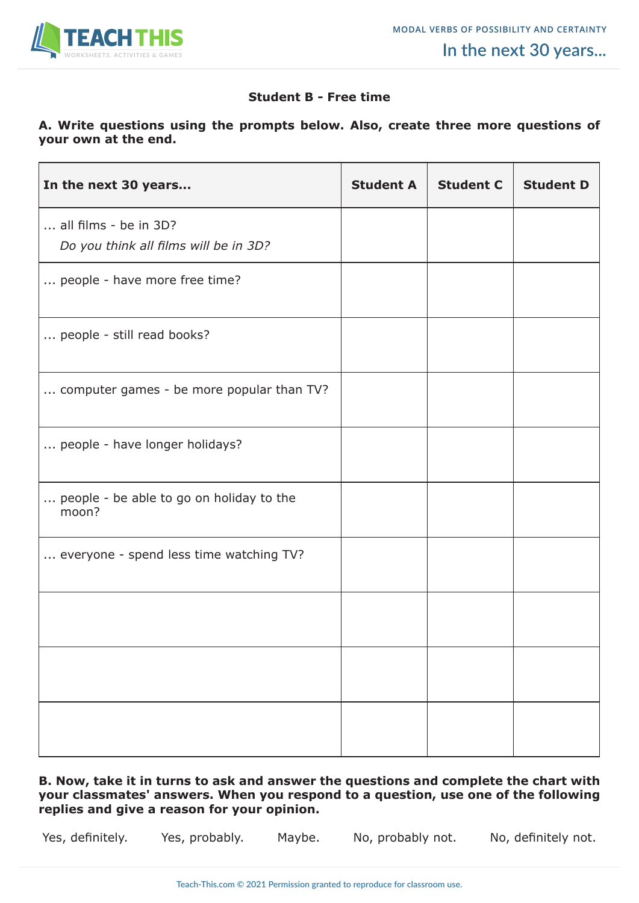### Student B - Free time

**A. Write questions using the prompts below. Also, create three more questions of your own at the end.**

| In the next 30 years... | Student A | Student C | Student D |
|---|---|---|---|
| ... all films - be in 3D?<br>*Do you think all films will be in 3D?* | | | |
| ... people - have more free time? | | | |
| ... people - still read books? | | | |
| ... computer games - be more popular than TV? | | | |
| ... people - have longer holidays? | | | |
| ... people - be able to go on holiday to the moon? | | | |
| ... everyone - spend less time watching TV? | | | |
| | | | |
| | | | |
| | | | |

**B. Now, take it in turns to ask and answer the questions and complete the chart with your classmates' answers. When you respond to a question, use one of the following replies and give a reason for your opinion.**

Yes, definitely. Yes, probably. Maybe. No, probably not. No, definitely not.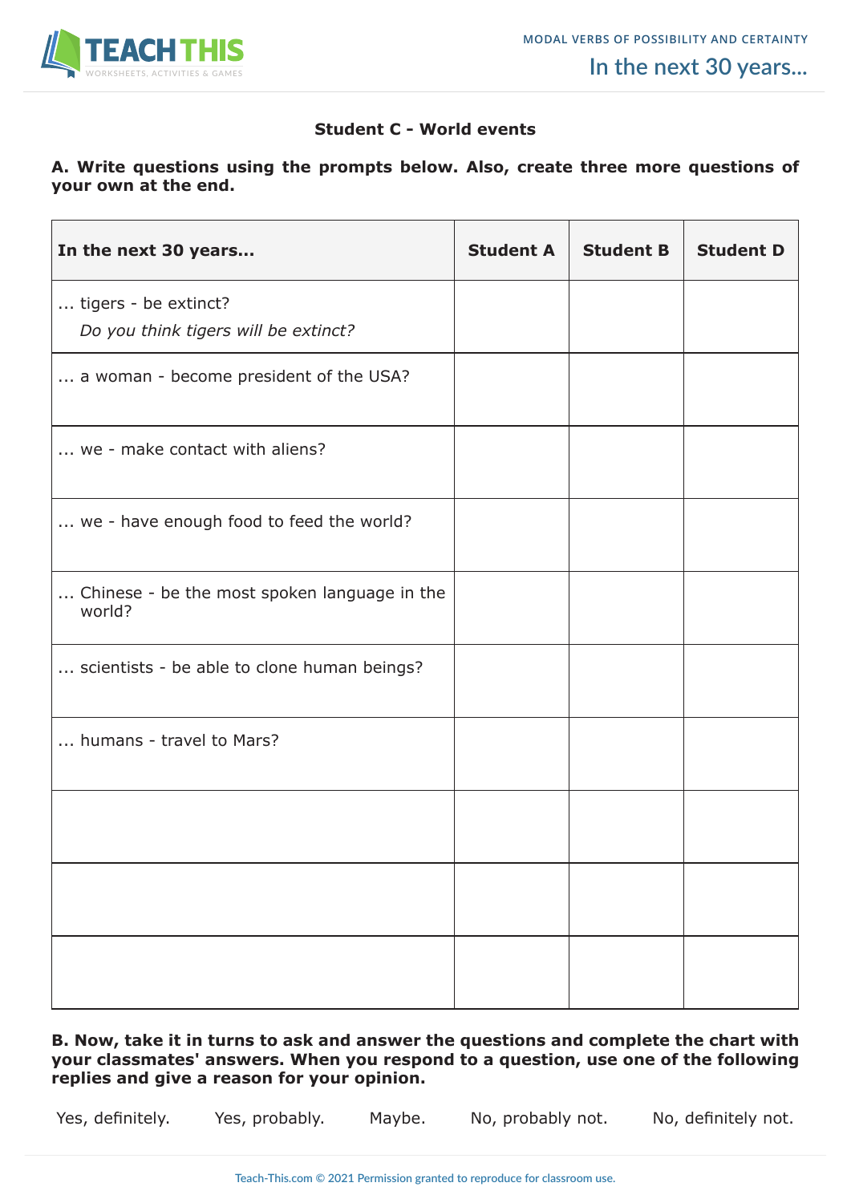## Student C - World events

**A. Write questions using the prompts below. Also, create three more questions of your own at the end.**

| In the next 30 years... | Student A | Student B | Student D |
|---|---|---|---|
| ... tigers - be extinct? *Do you think tigers will be extinct?* | | | |
| ... a woman - become president of the USA? | | | |
| ... we - make contact with aliens? | | | |
| ... we - have enough food to feed the world? | | | |
| ... Chinese - be the most spoken language in the world? | | | |
| ... scientists - be able to clone human beings? | | | |
| ... humans - travel to Mars? | | | |
| | | | |
| | | | |
| | | | |

**B. Now, take it in turns to ask and answer the questions and complete the chart with your classmates' answers. When you respond to a question, use one of the following replies and give a reason for your opinion.**

Yes, definitely. Yes, probably. Maybe. No, probably not. No, definitely not.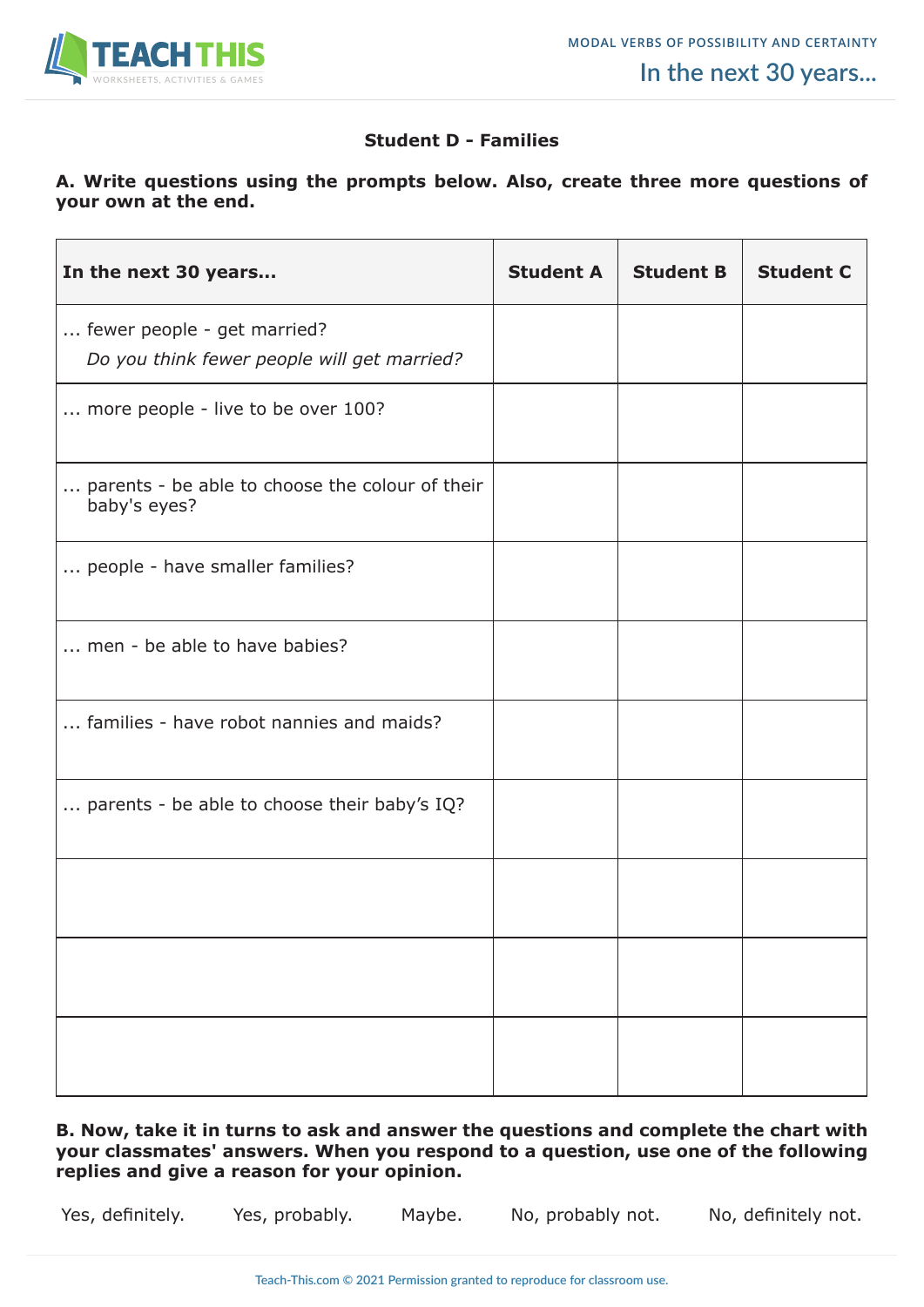### Student D - Families

**A. Write questions using the prompts below. Also, create three more questions of your own at the end.**

| In the next 30 years... | Student A | Student B | Student C |
|---|---|---|---|
| ... fewer people - get married?<br>*Do you think fewer people will get married?* | | | |
| ... more people - live to be over 100? | | | |
| ... parents - be able to choose the colour of their baby's eyes? | | | |
| ... people - have smaller families? | | | |
| ... men - be able to have babies? | | | |
| ... families - have robot nannies and maids? | | | |
| ... parents - be able to choose their baby's IQ? | | | |
| | | | |
| | | | |
| | | | |

**B. Now, take it in turns to ask and answer the questions and complete the chart with your classmates' answers. When you respond to a question, use one of the following replies and give a reason for your opinion.**

Yes, definitely. Yes, probably. Maybe. No, probably not. No, definitely not.